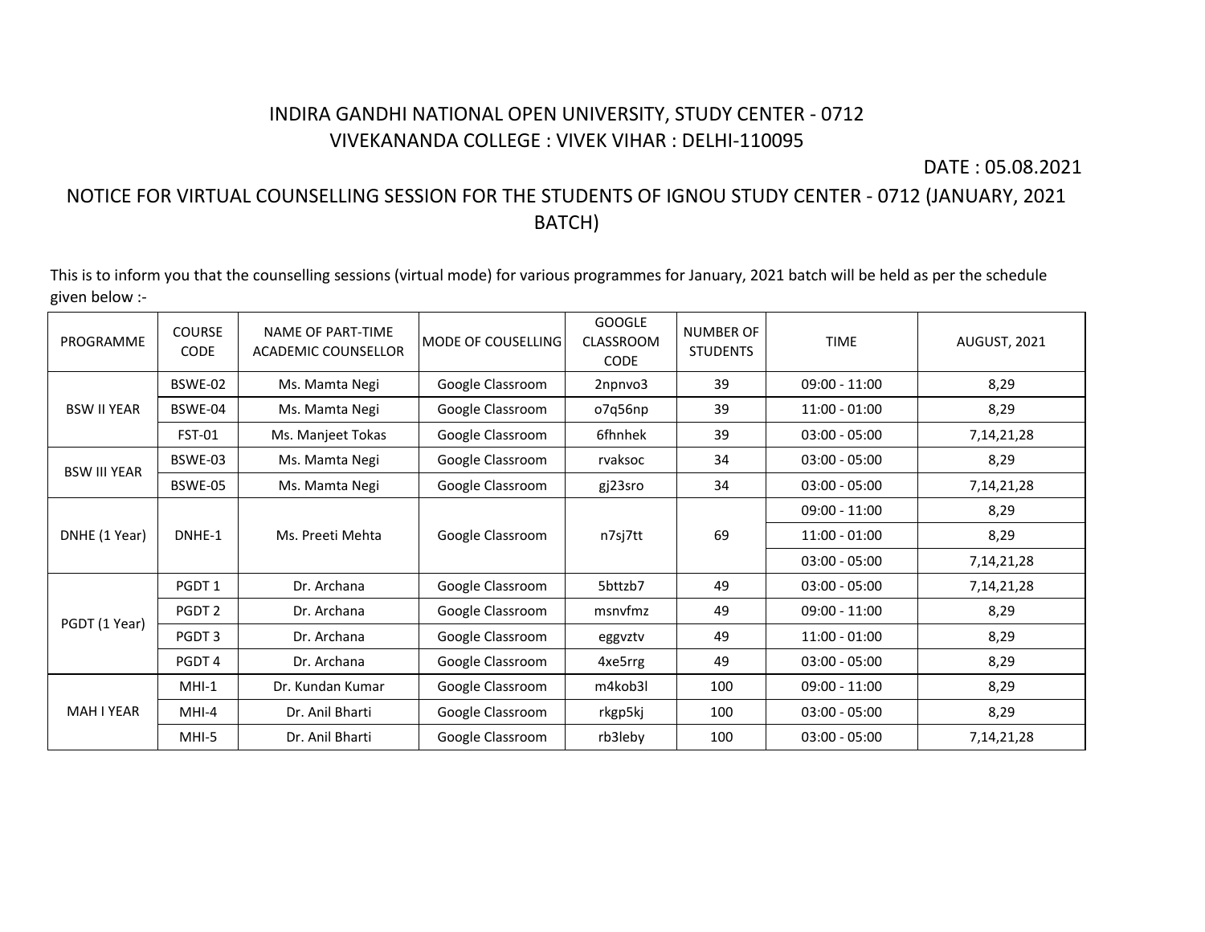# INDIRA GANDHI NATIONAL OPEN UNIVERSITY, STUDY CENTER - 0712
## VIVEKANANDA COLLEGE : VIVEK VIHAR : DELHI-110095

DATE : 05.08.2021

## NOTICE FOR VIRTUAL COUNSELLING SESSION FOR THE STUDENTS OF IGNOU STUDY CENTER - 0712 (JANUARY, 2021 BATCH)

This is to inform you that the counselling sessions (virtual mode) for various programmes for January, 2021 batch will be held as per the schedule given below :-

| PROGRAMME | COURSE CODE | NAME OF PART-TIME ACADEMIC COUNSELLOR | MODE OF COUSELLING | GOOGLE CLASSROOM CODE | NUMBER OF STUDENTS | TIME | AUGUST, 2021 |
|---|---|---|---|---|---|---|---|
| BSW II YEAR | BSWE-02 | Ms. Mamta Negi | Google Classroom | 2npnvo3 | 39 | 09:00 - 11:00 | 8,29 |
| | BSWE-04 | Ms. Mamta Negi | Google Classroom | o7q56np | 39 | 11:00 - 01:00 | 8,29 |
| | FST-01 | Ms. Manjeet Tokas | Google Classroom | 6fhnhek | 39 | 03:00 - 05:00 | 7,14,21,28 |
| BSW III YEAR | BSWE-03 | Ms. Mamta Negi | Google Classroom | rvaksoc | 34 | 03:00 - 05:00 | 8,29 |
| | BSWE-05 | Ms. Mamta Negi | Google Classroom | gj23sro | 34 | 03:00 - 05:00 | 7,14,21,28 |
| DNHE (1 Year) | DNHE-1 | Ms. Preeti Mehta | Google Classroom | n7sj7tt | 69 | 09:00 - 11:00 | 8,29 |
| | | | | | | 11:00 - 01:00 | 8,29 |
| | | | | | | 03:00 - 05:00 | 7,14,21,28 |
| PGDT (1 Year) | PGDT 1 | Dr. Archana | Google Classroom | 5bttzb7 | 49 | 03:00 - 05:00 | 7,14,21,28 |
| | PGDT 2 | Dr. Archana | Google Classroom | msnvfmz | 49 | 09:00 - 11:00 | 8,29 |
| | PGDT 3 | Dr. Archana | Google Classroom | eggvztv | 49 | 11:00 - 01:00 | 8,29 |
| | PGDT 4 | Dr. Archana | Google Classroom | 4xe5rrg | 49 | 03:00 - 05:00 | 8,29 |
| MAH I YEAR | MHI-1 | Dr. Kundan Kumar | Google Classroom | m4kob3l | 100 | 09:00 - 11:00 | 8,29 |
| | MHI-4 | Dr. Anil Bharti | Google Classroom | rkgp5kj | 100 | 03:00 - 05:00 | 8,29 |
| | MHI-5 | Dr. Anil Bharti | Google Classroom | rb3leby | 100 | 03:00 - 05:00 | 7,14,21,28 |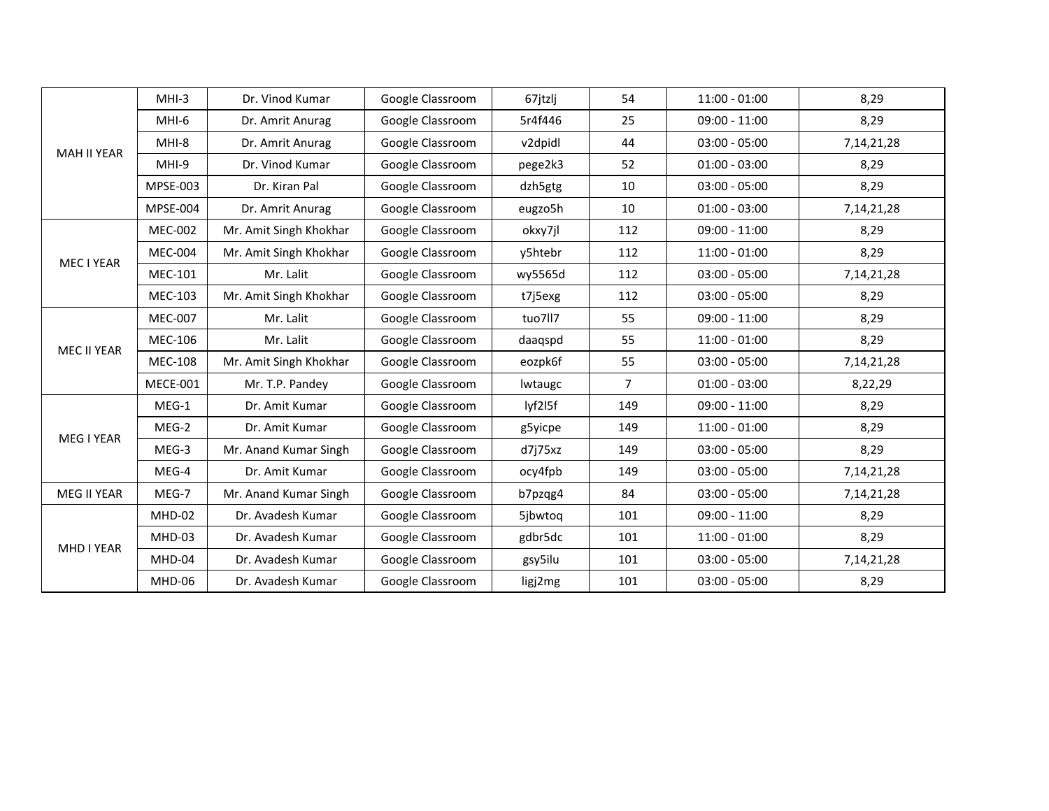| | | | | | | | |
|---|---|---|---|---|---|---|---|
| MAH II YEAR | MHI-3 | Dr. Vinod Kumar | Google Classroom | 67jtzlj | 54 | 11:00 - 01:00 | 8,29 |
| | MHI-6 | Dr. Amrit Anurag | Google Classroom | 5r4f446 | 25 | 09:00 - 11:00 | 8,29 |
| | MHI-8 | Dr. Amrit Anurag | Google Classroom | v2dpidl | 44 | 03:00 - 05:00 | 7,14,21,28 |
| | MHI-9 | Dr. Vinod Kumar | Google Classroom | pege2k3 | 52 | 01:00 - 03:00 | 8,29 |
| | MPSE-003 | Dr. Kiran Pal | Google Classroom | dzh5gtg | 10 | 03:00 - 05:00 | 8,29 |
| | MPSE-004 | Dr. Amrit Anurag | Google Classroom | eugzo5h | 10 | 01:00 - 03:00 | 7,14,21,28 |
| MEC I YEAR | MEC-002 | Mr. Amit Singh Khokhar | Google Classroom | okxy7jl | 112 | 09:00 - 11:00 | 8,29 |
| | MEC-004 | Mr. Amit Singh Khokhar | Google Classroom | y5htebr | 112 | 11:00 - 01:00 | 8,29 |
| | MEC-101 | Mr. Lalit | Google Classroom | wy5565d | 112 | 03:00 - 05:00 | 7,14,21,28 |
| | MEC-103 | Mr. Amit Singh Khokhar | Google Classroom | t7j5exg | 112 | 03:00 - 05:00 | 8,29 |
| MEC II YEAR | MEC-007 | Mr. Lalit | Google Classroom | tuo7ll7 | 55 | 09:00 - 11:00 | 8,29 |
| | MEC-106 | Mr. Lalit | Google Classroom | daaqspd | 55 | 11:00 - 01:00 | 8,29 |
| | MEC-108 | Mr. Amit Singh Khokhar | Google Classroom | eozpk6f | 55 | 03:00 - 05:00 | 7,14,21,28 |
| | MECE-001 | Mr. T.P. Pandey | Google Classroom | lwtaugc | 7 | 01:00 - 03:00 | 8,22,29 |
| MEG I YEAR | MEG-1 | Dr. Amit Kumar | Google Classroom | lyf2l5f | 149 | 09:00 - 11:00 | 8,29 |
| | MEG-2 | Dr. Amit Kumar | Google Classroom | g5yicpe | 149 | 11:00 - 01:00 | 8,29 |
| | MEG-3 | Mr. Anand Kumar Singh | Google Classroom | d7j75xz | 149 | 03:00 - 05:00 | 8,29 |
| | MEG-4 | Dr. Amit Kumar | Google Classroom | ocy4fpb | 149 | 03:00 - 05:00 | 7,14,21,28 |
| MEG II YEAR | MEG-7 | Mr. Anand Kumar Singh | Google Classroom | b7pzqg4 | 84 | 03:00 - 05:00 | 7,14,21,28 |
| MHD I YEAR | MHD-02 | Dr. Avadesh Kumar | Google Classroom | 5jbwtoq | 101 | 09:00 - 11:00 | 8,29 |
| | MHD-03 | Dr. Avadesh Kumar | Google Classroom | gdbr5dc | 101 | 11:00 - 01:00 | 8,29 |
| | MHD-04 | Dr. Avadesh Kumar | Google Classroom | gsy5ilu | 101 | 03:00 - 05:00 | 7,14,21,28 |
| | MHD-06 | Dr. Avadesh Kumar | Google Classroom | ligj2mg | 101 | 03:00 - 05:00 | 8,29 |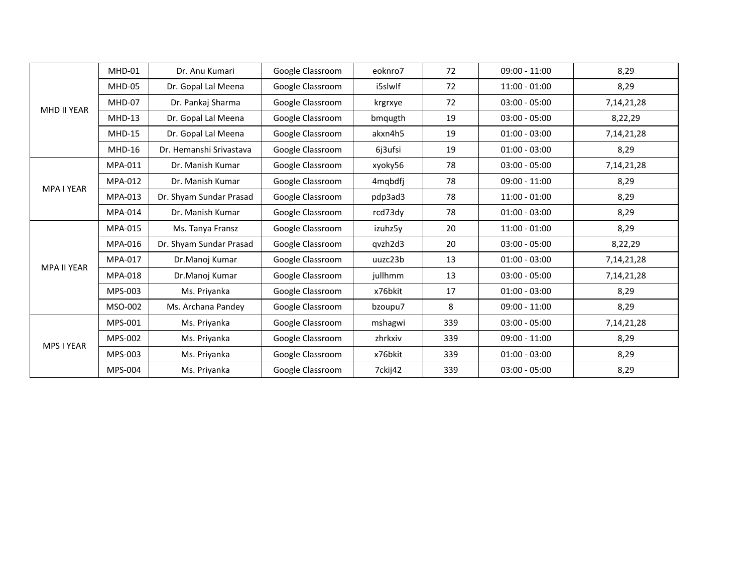| | | | | | | | |
|---|---|---|---|---|---|---|---|
| MHD II YEAR | MHD-01 | Dr. Anu Kumari | Google Classroom | eoknro7 | 72 | 09:00 - 11:00 | 8,29 |
| | MHD-05 | Dr. Gopal Lal Meena | Google Classroom | i5slwlf | 72 | 11:00 - 01:00 | 8,29 |
| | MHD-07 | Dr. Pankaj Sharma | Google Classroom | krgrxye | 72 | 03:00 - 05:00 | 7,14,21,28 |
| | MHD-13 | Dr. Gopal Lal Meena | Google Classroom | bmqugth | 19 | 03:00 - 05:00 | 8,22,29 |
| | MHD-15 | Dr. Gopal Lal Meena | Google Classroom | akxn4h5 | 19 | 01:00 - 03:00 | 7,14,21,28 |
| | MHD-16 | Dr. Hemanshi Srivastava | Google Classroom | 6j3ufsi | 19 | 01:00 - 03:00 | 8,29 |
| MPA I YEAR | MPA-011 | Dr. Manish Kumar | Google Classroom | xyoky56 | 78 | 03:00 - 05:00 | 7,14,21,28 |
| | MPA-012 | Dr. Manish Kumar | Google Classroom | 4mqbdfj | 78 | 09:00 - 11:00 | 8,29 |
| | MPA-013 | Dr. Shyam Sundar Prasad | Google Classroom | pdp3ad3 | 78 | 11:00 - 01:00 | 8,29 |
| | MPA-014 | Dr. Manish Kumar | Google Classroom | rcd73dy | 78 | 01:00 - 03:00 | 8,29 |
| MPA II YEAR | MPA-015 | Ms. Tanya Fransz | Google Classroom | izuhz5y | 20 | 11:00 - 01:00 | 8,29 |
| | MPA-016 | Dr. Shyam Sundar Prasad | Google Classroom | qvzh2d3 | 20 | 03:00 - 05:00 | 8,22,29 |
| | MPA-017 | Dr.Manoj Kumar | Google Classroom | uuzc23b | 13 | 01:00 - 03:00 | 7,14,21,28 |
| | MPA-018 | Dr.Manoj Kumar | Google Classroom | jullhmm | 13 | 03:00 - 05:00 | 7,14,21,28 |
| | MPS-003 | Ms. Priyanka | Google Classroom | x76bkit | 17 | 01:00 - 03:00 | 8,29 |
| | MSO-002 | Ms. Archana Pandey | Google Classroom | bzoupu7 | 8 | 09:00 - 11:00 | 8,29 |
| MPS I YEAR | MPS-001 | Ms. Priyanka | Google Classroom | mshagwi | 339 | 03:00 - 05:00 | 7,14,21,28 |
| | MPS-002 | Ms. Priyanka | Google Classroom | zhrkxiv | 339 | 09:00 - 11:00 | 8,29 |
| | MPS-003 | Ms. Priyanka | Google Classroom | x76bkit | 339 | 01:00 - 03:00 | 8,29 |
| | MPS-004 | Ms. Priyanka | Google Classroom | 7ckij42 | 339 | 03:00 - 05:00 | 8,29 |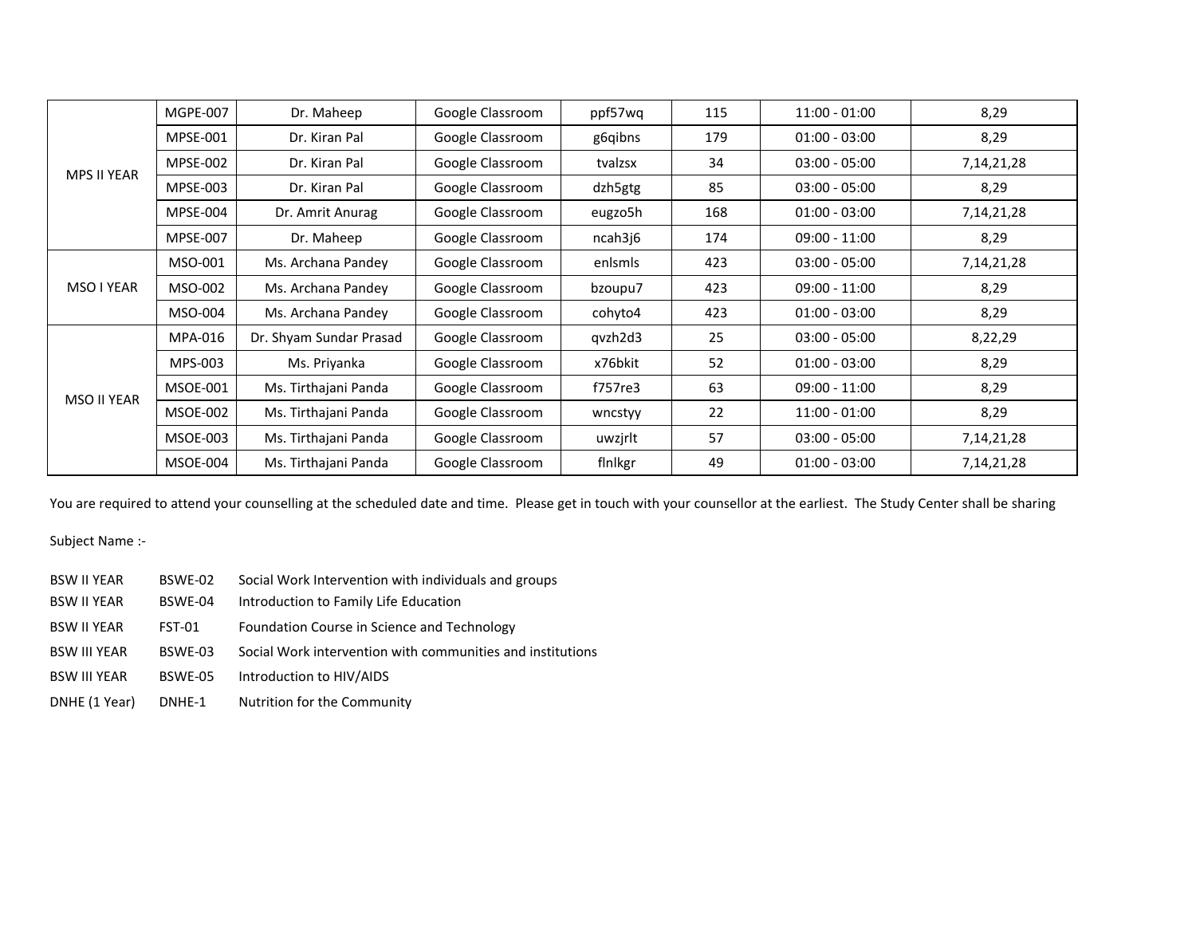| | | | | | | | |
|---|---|---|---|---|---|---|---|
| MPS II YEAR | MGPE-007 | Dr. Maheep | Google Classroom | ppf57wq | 115 | 11:00 - 01:00 | 8,29 |
| | MPSE-001 | Dr. Kiran Pal | Google Classroom | g6qibns | 179 | 01:00 - 03:00 | 8,29 |
| | MPSE-002 | Dr. Kiran Pal | Google Classroom | tvalzsx | 34 | 03:00 - 05:00 | 7,14,21,28 |
| | MPSE-003 | Dr. Kiran Pal | Google Classroom | dzh5gtg | 85 | 03:00 - 05:00 | 8,29 |
| | MPSE-004 | Dr. Amrit Anurag | Google Classroom | eugzo5h | 168 | 01:00 - 03:00 | 7,14,21,28 |
| | MPSE-007 | Dr. Maheep | Google Classroom | ncah3j6 | 174 | 09:00 - 11:00 | 8,29 |
| MSO I YEAR | MSO-001 | Ms. Archana Pandey | Google Classroom | enlsmls | 423 | 03:00 - 05:00 | 7,14,21,28 |
| | MSO-002 | Ms. Archana Pandey | Google Classroom | bzoupu7 | 423 | 09:00 - 11:00 | 8,29 |
| | MSO-004 | Ms. Archana Pandey | Google Classroom | cohyto4 | 423 | 01:00 - 03:00 | 8,29 |
| MSO II YEAR | MPA-016 | Dr. Shyam Sundar Prasad | Google Classroom | qvzh2d3 | 25 | 03:00 - 05:00 | 8,22,29 |
| | MPS-003 | Ms. Priyanka | Google Classroom | x76bkit | 52 | 01:00 - 03:00 | 8,29 |
| | MSOE-001 | Ms. Tirthajani Panda | Google Classroom | f757re3 | 63 | 09:00 - 11:00 | 8,29 |
| | MSOE-002 | Ms. Tirthajani Panda | Google Classroom | wncstyy | 22 | 11:00 - 01:00 | 8,29 |
| | MSOE-003 | Ms. Tirthajani Panda | Google Classroom | uwzjrlt | 57 | 03:00 - 05:00 | 7,14,21,28 |
| | MSOE-004 | Ms. Tirthajani Panda | Google Classroom | flnlkgr | 49 | 01:00 - 03:00 | 7,14,21,28 |

You are required to attend your counselling at the scheduled date and time. Please get in touch with your counsellor at the earliest. The Study Center shall be sharing

Subject Name :-

| | | |
|---|---|---|
| BSW II YEAR | BSWE-02 | Social Work Intervention with individuals and groups |
| BSW II YEAR | BSWE-04 | Introduction to Family Life Education |
| BSW II YEAR | FST-01 | Foundation Course in Science and Technology |
| BSW III YEAR | BSWE-03 | Social Work intervention with communities and institutions |
| BSW III YEAR | BSWE-05 | Introduction to HIV/AIDS |
| DNHE (1 Year) | DNHE-1 | Nutrition for the Community |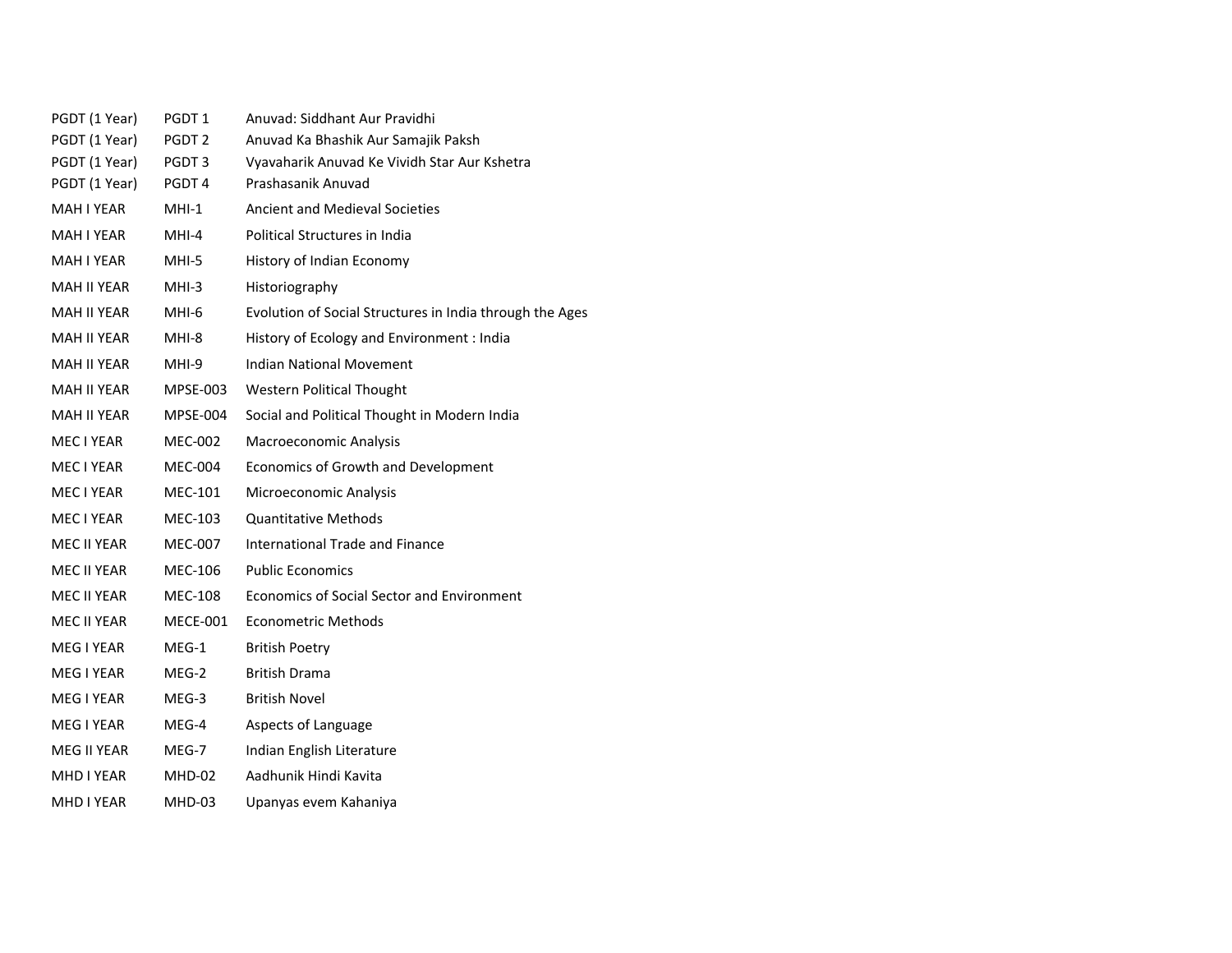| | | |
|---|---|---|
| PGDT (1 Year) | PGDT 1 | Anuvad: Siddhant Aur Pravidhi |
| PGDT (1 Year) | PGDT 2 | Anuvad Ka Bhashik Aur Samajik Paksh |
| PGDT (1 Year) | PGDT 3 | Vyavaharik Anuvad Ke Vividh Star Aur Kshetra |
| PGDT (1 Year) | PGDT 4 | Prashasanik Anuvad |
| MAH I YEAR | MHI-1 | Ancient and Medieval Societies |
| MAH I YEAR | MHI-4 | Political Structures in India |
| MAH I YEAR | MHI-5 | History of Indian Economy |
| MAH II YEAR | MHI-3 | Historiography |
| MAH II YEAR | MHI-6 | Evolution of Social Structures in India through the Ages |
| MAH II YEAR | MHI-8 | History of Ecology and Environment : India |
| MAH II YEAR | MHI-9 | Indian National Movement |
| MAH II YEAR | MPSE-003 | Western Political Thought |
| MAH II YEAR | MPSE-004 | Social and Political Thought in Modern India |
| MEC I YEAR | MEC-002 | Macroeconomic Analysis |
| MEC I YEAR | MEC-004 | Economics of Growth and Development |
| MEC I YEAR | MEC-101 | Microeconomic Analysis |
| MEC I YEAR | MEC-103 | Quantitative Methods |
| MEC II YEAR | MEC-007 | International Trade and Finance |
| MEC II YEAR | MEC-106 | Public Economics |
| MEC II YEAR | MEC-108 | Economics of Social Sector and Environment |
| MEC II YEAR | MECE-001 | Econometric Methods |
| MEG I YEAR | MEG-1 | British Poetry |
| MEG I YEAR | MEG-2 | British Drama |
| MEG I YEAR | MEG-3 | British Novel |
| MEG I YEAR | MEG-4 | Aspects of Language |
| MEG II YEAR | MEG-7 | Indian English Literature |
| MHD I YEAR | MHD-02 | Aadhunik Hindi Kavita |
| MHD I YEAR | MHD-03 | Upanyas evem Kahaniya |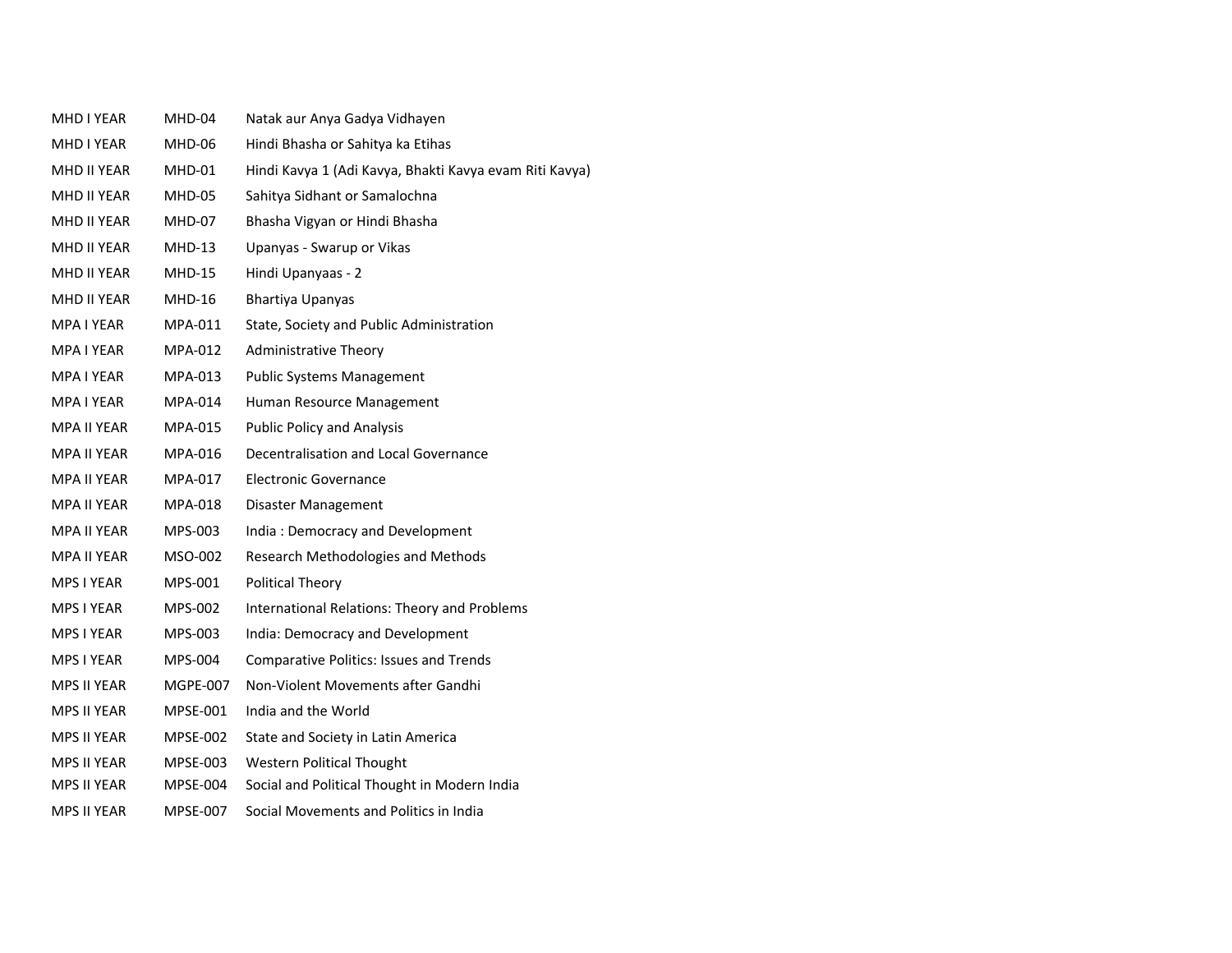| | | |
|---|---|---|
| MHD I YEAR | MHD-04 | Natak aur Anya Gadya Vidhayen |
| MHD I YEAR | MHD-06 | Hindi Bhasha or Sahitya ka Etihas |
| MHD II YEAR | MHD-01 | Hindi Kavya 1 (Adi Kavya, Bhakti Kavya evam Riti Kavya) |
| MHD II YEAR | MHD-05 | Sahitya Sidhant or Samalochna |
| MHD II YEAR | MHD-07 | Bhasha Vigyan or Hindi Bhasha |
| MHD II YEAR | MHD-13 | Upanyas - Swarup or Vikas |
| MHD II YEAR | MHD-15 | Hindi Upanyaas - 2 |
| MHD II YEAR | MHD-16 | Bhartiya Upanyas |
| MPA I YEAR | MPA-011 | State, Society and Public Administration |
| MPA I YEAR | MPA-012 | Administrative Theory |
| MPA I YEAR | MPA-013 | Public Systems Management |
| MPA I YEAR | MPA-014 | Human Resource Management |
| MPA II YEAR | MPA-015 | Public Policy and Analysis |
| MPA II YEAR | MPA-016 | Decentralisation and Local Governance |
| MPA II YEAR | MPA-017 | Electronic Governance |
| MPA II YEAR | MPA-018 | Disaster Management |
| MPA II YEAR | MPS-003 | India : Democracy and Development |
| MPA II YEAR | MSO-002 | Research Methodologies and Methods |
| MPS I YEAR | MPS-001 | Political Theory |
| MPS I YEAR | MPS-002 | International Relations: Theory and Problems |
| MPS I YEAR | MPS-003 | India: Democracy and Development |
| MPS I YEAR | MPS-004 | Comparative Politics: Issues and Trends |
| MPS II YEAR | MGPE-007 | Non-Violent Movements after Gandhi |
| MPS II YEAR | MPSE-001 | India and the World |
| MPS II YEAR | MPSE-002 | State and Society in Latin America |
| MPS II YEAR | MPSE-003 | Western Political Thought |
| MPS II YEAR | MPSE-004 | Social and Political Thought in Modern India |
| MPS II YEAR | MPSE-007 | Social Movements and Politics in India |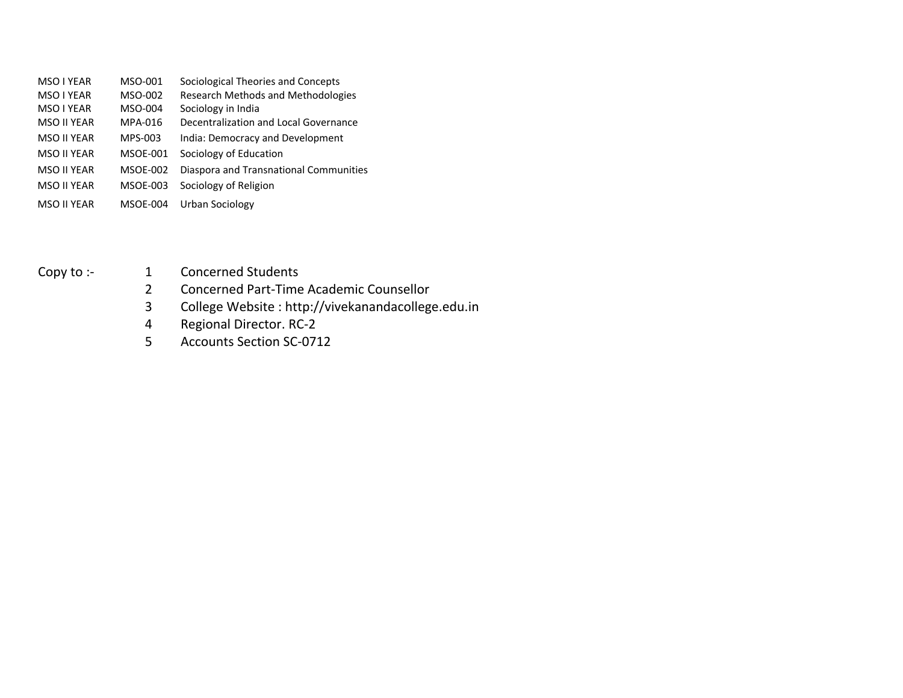| | | |
|---|---|---|
| MSO I YEAR | MSO-001 | Sociological Theories and Concepts |
| MSO I YEAR | MSO-002 | Research Methods and Methodologies |
| MSO I YEAR | MSO-004 | Sociology in India |
| MSO II YEAR | MPA-016 | Decentralization and Local Governance |
| MSO II YEAR | MPS-003 | India: Democracy and Development |
| MSO II YEAR | MSOE-001 | Sociology of Education |
| MSO II YEAR | MSOE-002 | Diaspora and Transnational Communities |
| MSO II YEAR | MSOE-003 | Sociology of Religion |
| MSO II YEAR | MSOE-004 | Urban Sociology |

Copy to :-

1. Concerned Students
2. Concerned Part-Time Academic Counsellor
3. College Website : http://vivekanandacollege.edu.in
4. Regional Director. RC-2
5. Accounts Section SC-0712